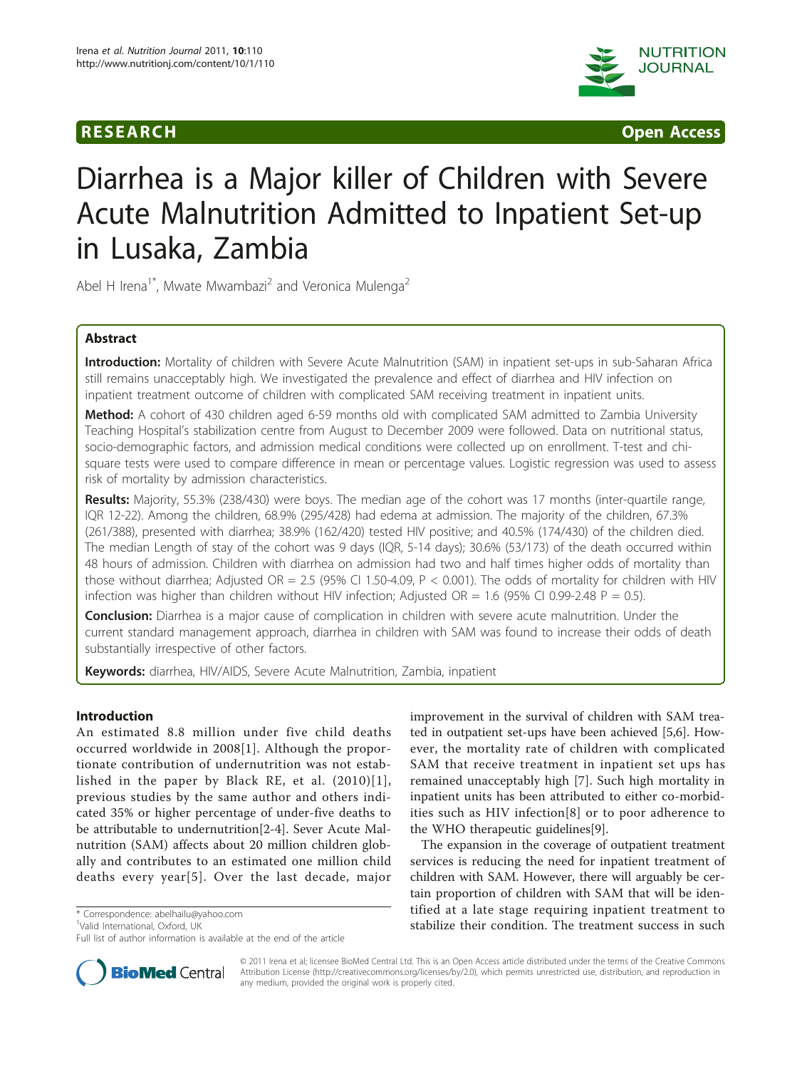RESEARCH Open Access

# Diarrhea is a Major killer of Children with Severe Acute Malnutrition Admitted to Inpatient Set-up in Lusaka, Zambia

Abel H Irena[1*], Mwate Mwambazi[2] and Veronica Mulenga[2]

## Abstract

**Introduction:** Mortality of children with Severe Acute Malnutrition (SAM) in inpatient set-ups in sub-Saharan Africa still remains unacceptably high. We investigated the prevalence and effect of diarrhea and HIV infection on inpatient treatment outcome of children with complicated SAM receiving treatment in inpatient units.

**Method:** A cohort of 430 children aged 6-59 months old with complicated SAM admitted to Zambia University Teaching Hospital's stabilization centre from August to December 2009 were followed. Data on nutritional status, socio-demographic factors, and admission medical conditions were collected up on enrollment. T-test and chi-square tests were used to compare difference in mean or percentage values. Logistic regression was used to assess risk of mortality by admission characteristics.

**Results:** Majority, 55.3% (238/430) were boys. The median age of the cohort was 17 months (inter-quartile range, IQR 12-22). Among the children, 68.9% (295/428) had edema at admission. The majority of the children, 67.3% (261/388), presented with diarrhea; 38.9% (162/420) tested HIV positive; and 40.5% (174/430) of the children died. The median Length of stay of the cohort was 9 days (IQR, 5-14 days); 30.6% (53/173) of the death occurred within 48 hours of admission. Children with diarrhea on admission had two and half times higher odds of mortality than those without diarrhea; Adjusted OR = 2.5 (95% CI 1.50-4.09, P < 0.001). The odds of mortality for children with HIV infection was higher than children without HIV infection; Adjusted OR = 1.6 (95% CI 0.99-2.48 P = 0.5).

**Conclusion:** Diarrhea is a major cause of complication in children with severe acute malnutrition. Under the current standard management approach, diarrhea in children with SAM was found to increase their odds of death substantially irrespective of other factors.

**Keywords:** diarrhea, HIV/AIDS, Severe Acute Malnutrition, Zambia, inpatient

## Introduction

An estimated 8.8 million under five child deaths occurred worldwide in 2008[1]. Although the proportionate contribution of undernutrition was not established in the paper by Black RE, et al. (2010)[1], previous studies by the same author and others indicated 35% or higher percentage of under-five deaths to be attributable to undernutrition[2-4]. Sever Acute Malnutrition (SAM) affects about 20 million children globally and contributes to an estimated one million child deaths every year[5]. Over the last decade, major improvement in the survival of children with SAM treated in outpatient set-ups have been achieved [5,6]. However, the mortality rate of children with complicated SAM that receive treatment in inpatient set ups has remained unacceptably high [7]. Such high mortality in inpatient units has been attributed to either co-morbidities such as HIV infection[8] or to poor adherence to the WHO therapeutic guidelines[9].

The expansion in the coverage of outpatient treatment services is reducing the need for inpatient treatment of children with SAM. However, there will arguably be certain proportion of children with SAM that will be identified at a late stage requiring inpatient treatment to stabilize their condition. The treatment success in such

* Correspondence: abelhailu@yahoo.com
[1]Valid International, Oxford, UK
Full list of author information is available at the end of the article

© 2011 Irena et al; licensee BioMed Central Ltd. This is an Open Access article distributed under the terms of the Creative Commons Attribution License (http://creativecommons.org/licenses/by/2.0), which permits unrestricted use, distribution, and reproduction in any medium, provided the original work is properly cited.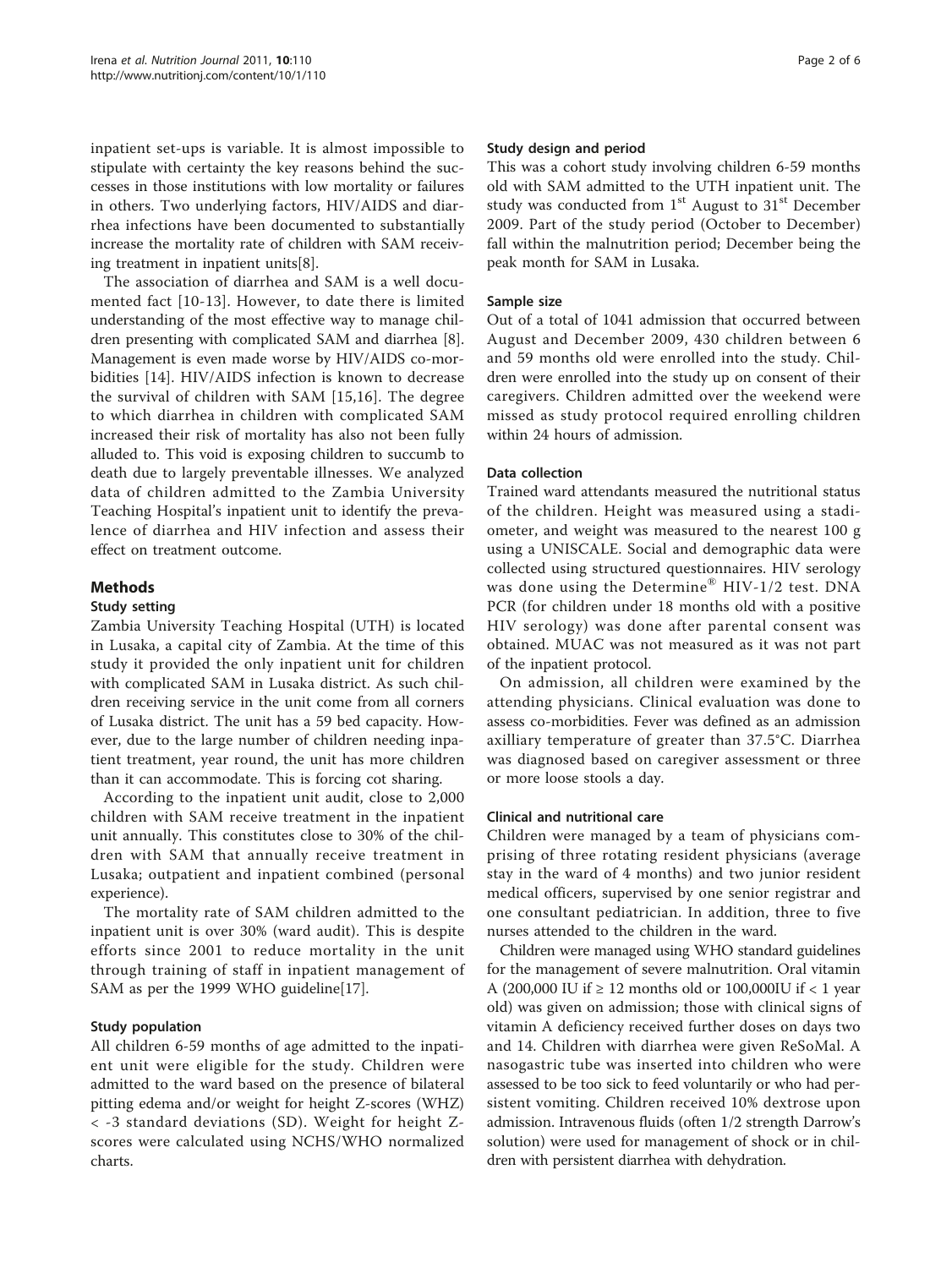inpatient set-ups is variable. It is almost impossible to stipulate with certainty the key reasons behind the successes in those institutions with low mortality or failures in others. Two underlying factors, HIV/AIDS and diarrhea infections have been documented to substantially increase the mortality rate of children with SAM receiving treatment in inpatient units[8].

The association of diarrhea and SAM is a well documented fact [10-13]. However, to date there is limited understanding of the most effective way to manage children presenting with complicated SAM and diarrhea [8]. Management is even made worse by HIV/AIDS co-morbidities [14]. HIV/AIDS infection is known to decrease the survival of children with SAM [15,16]. The degree to which diarrhea in children with complicated SAM increased their risk of mortality has also not been fully alluded to. This void is exposing children to succumb to death due to largely preventable illnesses. We analyzed data of children admitted to the Zambia University Teaching Hospital's inpatient unit to identify the prevalence of diarrhea and HIV infection and assess their effect on treatment outcome.

## Methods

### Study setting

Zambia University Teaching Hospital (UTH) is located in Lusaka, a capital city of Zambia. At the time of this study it provided the only inpatient unit for children with complicated SAM in Lusaka district. As such children receiving service in the unit come from all corners of Lusaka district. The unit has a 59 bed capacity. However, due to the large number of children needing inpatient treatment, year round, the unit has more children than it can accommodate. This is forcing cot sharing.

According to the inpatient unit audit, close to 2,000 children with SAM receive treatment in the inpatient unit annually. This constitutes close to 30% of the children with SAM that annually receive treatment in Lusaka; outpatient and inpatient combined (personal experience).

The mortality rate of SAM children admitted to the inpatient unit is over 30% (ward audit). This is despite efforts since 2001 to reduce mortality in the unit through training of staff in inpatient management of SAM as per the 1999 WHO guideline[17].

### Study population

All children 6-59 months of age admitted to the inpatient unit were eligible for the study. Children were admitted to the ward based on the presence of bilateral pitting edema and/or weight for height Z-scores (WHZ) < -3 standard deviations (SD). Weight for height Z-scores were calculated using NCHS/WHO normalized charts.

### Study design and period

This was a cohort study involving children 6-59 months old with SAM admitted to the UTH inpatient unit. The study was conducted from 1st August to 31st December 2009. Part of the study period (October to December) fall within the malnutrition period; December being the peak month for SAM in Lusaka.

### Sample size

Out of a total of 1041 admission that occurred between August and December 2009, 430 children between 6 and 59 months old were enrolled into the study. Children were enrolled into the study up on consent of their caregivers. Children admitted over the weekend were missed as study protocol required enrolling children within 24 hours of admission.

### Data collection

Trained ward attendants measured the nutritional status of the children. Height was measured using a stadiometer, and weight was measured to the nearest 100 g using a UNISCALE. Social and demographic data were collected using structured questionnaires. HIV serology was done using the Determine® HIV-1/2 test. DNA PCR (for children under 18 months old with a positive HIV serology) was done after parental consent was obtained. MUAC was not measured as it was not part of the inpatient protocol.

On admission, all children were examined by the attending physicians. Clinical evaluation was done to assess co-morbidities. Fever was defined as an admission axilliary temperature of greater than 37.5°C. Diarrhea was diagnosed based on caregiver assessment or three or more loose stools a day.

### Clinical and nutritional care

Children were managed by a team of physicians comprising of three rotating resident physicians (average stay in the ward of 4 months) and two junior resident medical officers, supervised by one senior registrar and one consultant pediatrician. In addition, three to five nurses attended to the children in the ward.

Children were managed using WHO standard guidelines for the management of severe malnutrition. Oral vitamin A (200,000 IU if ≥ 12 months old or 100,000IU if < 1 year old) was given on admission; those with clinical signs of vitamin A deficiency received further doses on days two and 14. Children with diarrhea were given ReSoMal. A nasogastric tube was inserted into children who were assessed to be too sick to feed voluntarily or who had persistent vomiting. Children received 10% dextrose upon admission. Intravenous fluids (often 1/2 strength Darrow's solution) were used for management of shock or in children with persistent diarrhea with dehydration.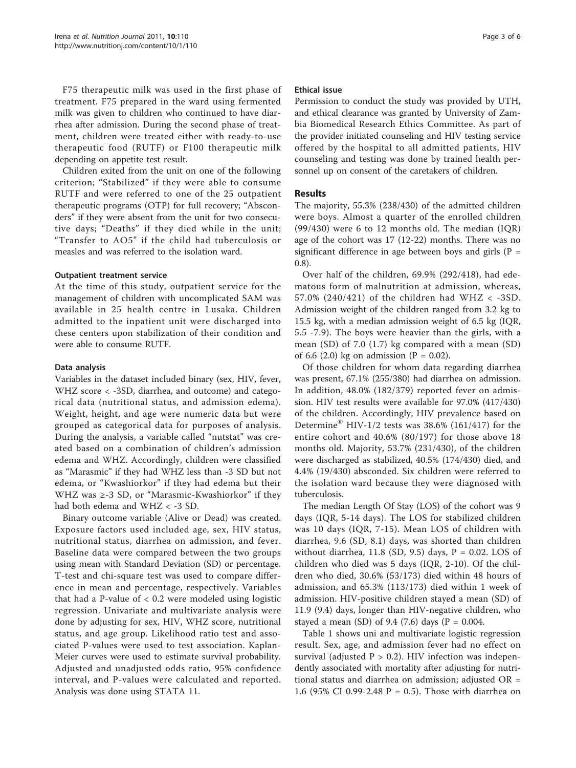F75 therapeutic milk was used in the first phase of treatment. F75 prepared in the ward using fermented milk was given to children who continued to have diarrhea after admission. During the second phase of treatment, children were treated either with ready-to-use therapeutic food (RUTF) or F100 therapeutic milk depending on appetite test result.

Children exited from the unit on one of the following criterion; "Stabilized" if they were able to consume RUTF and were referred to one of the 25 outpatient therapeutic programs (OTP) for full recovery; "Absconders" if they were absent from the unit for two consecutive days; "Deaths" if they died while in the unit; "Transfer to AO5" if the child had tuberculosis or measles and was referred to the isolation ward.

### Outpatient treatment service

At the time of this study, outpatient service for the management of children with uncomplicated SAM was available in 25 health centre in Lusaka. Children admitted to the inpatient unit were discharged into these centers upon stabilization of their condition and were able to consume RUTF.

### Data analysis

Variables in the dataset included binary (sex, HIV, fever, WHZ score < -3SD, diarrhea, and outcome) and categorical data (nutritional status, and admission edema). Weight, height, and age were numeric data but were grouped as categorical data for purposes of analysis. During the analysis, a variable called "nutstat" was created based on a combination of children's admission edema and WHZ. Accordingly, children were classified as "Marasmic" if they had WHZ less than -3 SD but not edema, or "Kwashiorkor" if they had edema but their WHZ was ≥-3 SD, or "Marasmic-Kwashiorkor" if they had both edema and WHZ < -3 SD.

Binary outcome variable (Alive or Dead) was created. Exposure factors used included age, sex, HIV status, nutritional status, diarrhea on admission, and fever. Baseline data were compared between the two groups using mean with Standard Deviation (SD) or percentage. T-test and chi-square test was used to compare difference in mean and percentage, respectively. Variables that had a P-value of < 0.2 were modeled using logistic regression. Univariate and multivariate analysis were done by adjusting for sex, HIV, WHZ score, nutritional status, and age group. Likelihood ratio test and associated P-values were used to test association. Kaplan-Meier curves were used to estimate survival probability. Adjusted and unadjusted odds ratio, 95% confidence interval, and P-values were calculated and reported. Analysis was done using STATA 11.

### Ethical issue

Permission to conduct the study was provided by UTH, and ethical clearance was granted by University of Zambia Biomedical Research Ethics Committee. As part of the provider initiated counseling and HIV testing service offered by the hospital to all admitted patients, HIV counseling and testing was done by trained health personnel up on consent of the caretakers of children.

## Results

The majority, 55.3% (238/430) of the admitted children were boys. Almost a quarter of the enrolled children (99/430) were 6 to 12 months old. The median (IQR) age of the cohort was 17 (12-22) months. There was no significant difference in age between boys and girls (P = 0.8).

Over half of the children, 69.9% (292/418), had edematous form of malnutrition at admission, whereas, 57.0% (240/421) of the children had WHZ < -3SD. Admission weight of the children ranged from 3.2 kg to 15.5 kg, with a median admission weight of 6.5 kg (IQR, 5.5 -7.9). The boys were heavier than the girls, with a mean (SD) of 7.0 (1.7) kg compared with a mean (SD) of 6.6 (2.0) kg on admission (P = 0.02).

Of those children for whom data regarding diarrhea was present, 67.1% (255/380) had diarrhea on admission. In addition, 48.0% (182/379) reported fever on admission. HIV test results were available for 97.0% (417/430) of the children. Accordingly, HIV prevalence based on Determine® HIV-1/2 tests was 38.6% (161/417) for the entire cohort and 40.6% (80/197) for those above 18 months old. Majority, 53.7% (231/430), of the children were discharged as stabilized, 40.5% (174/430) died, and 4.4% (19/430) absconded. Six children were referred to the isolation ward because they were diagnosed with tuberculosis.

The median Length Of Stay (LOS) of the cohort was 9 days (IQR, 5-14 days). The LOS for stabilized children was 10 days (IQR, 7-15). Mean LOS of children with diarrhea, 9.6 (SD, 8.1) days, was shorted than children without diarrhea, 11.8 (SD, 9.5) days, P = 0.02. LOS of children who died was 5 days (IQR, 2-10). Of the children who died, 30.6% (53/173) died within 48 hours of admission, and 65.3% (113/173) died within 1 week of admission. HIV-positive children stayed a mean (SD) of 11.9 (9.4) days, longer than HIV-negative children, who stayed a mean (SD) of 9.4 (7.6) days (P = 0.004.

Table 1 shows uni and multivariate logistic regression result. Sex, age, and admission fever had no effect on survival (adjusted P > 0.2). HIV infection was independently associated with mortality after adjusting for nutritional status and diarrhea on admission; adjusted OR = 1.6 (95% CI 0.99-2.48 P = 0.5). Those with diarrhea on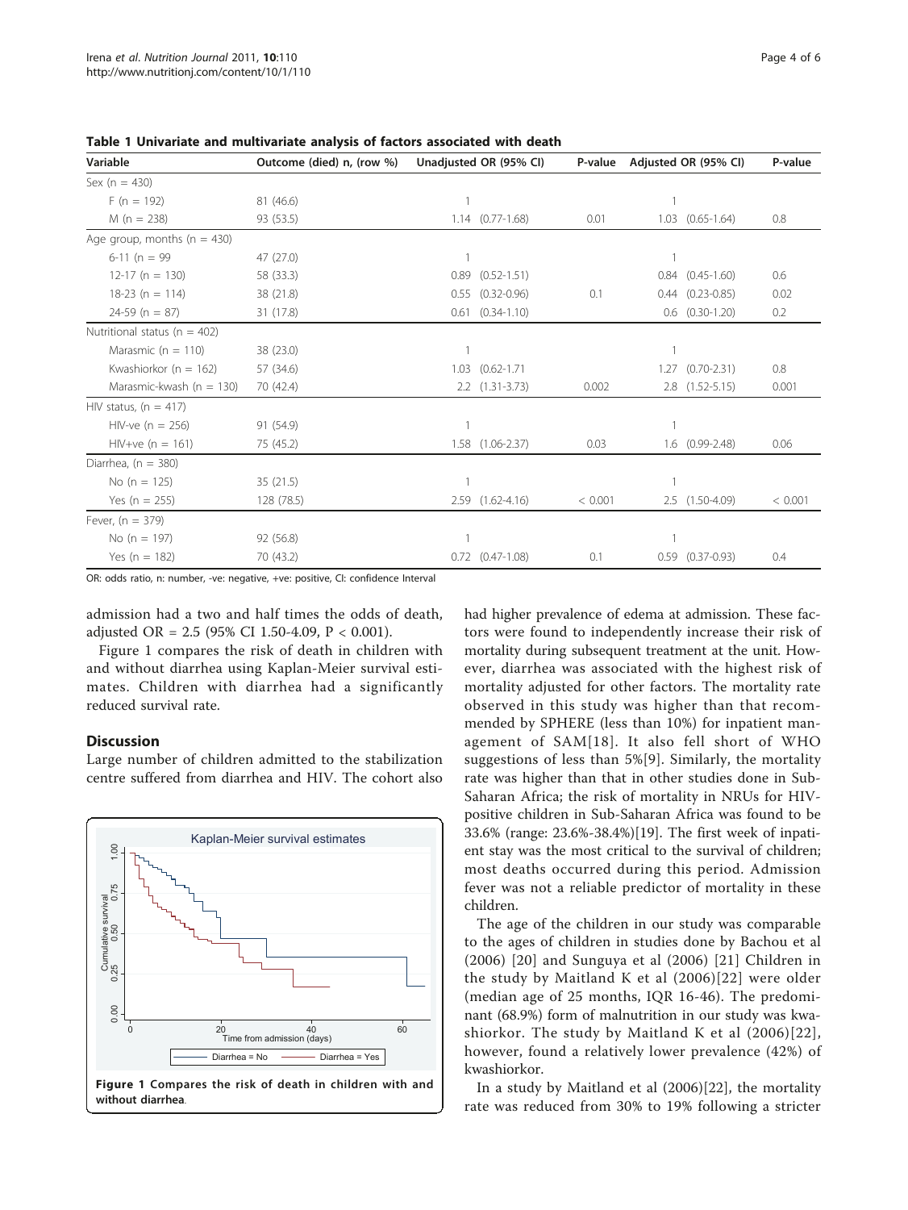**Table 1 Univariate and multivariate analysis of factors associated with death**

| Variable | Outcome (died) n, (row %) | Unadjusted OR (95% CI) | P-value | Adjusted OR (95% CI) | P-value |
|---|---|---|---|---|---|
| Sex (n = 430) | | | | | |
| F (n = 192) | 81 (46.6) | 1 | | 1 | |
| M (n = 238) | 93 (53.5) | 1.14 (0.77-1.68) | 0.01 | 1.03 (0.65-1.64) | 0.8 |
| Age group, months (n = 430) | | | | | |
| 6-11 (n = 99 | 47 (27.0) | 1 | | 1 | |
| 12-17 (n = 130) | 58 (33.3) | 0.89 (0.52-1.51) | | 0.84 (0.45-1.60) | 0.6 |
| 18-23 (n = 114) | 38 (21.8) | 0.55 (0.32-0.96) | 0.1 | 0.44 (0.23-0.85) | 0.02 |
| 24-59 (n = 87) | 31 (17.8) | 0.61 (0.34-1.10) | | 0.6 (0.30-1.20) | 0.2 |
| Nutritional status (n = 402) | | | | | |
| Marasmic (n = 110) | 38 (23.0) | 1 | | 1 | |
| Kwashiorkor (n = 162) | 57 (34.6) | 1.03 (0.62-1.71 | | 1.27 (0.70-2.31) | 0.8 |
| Marasmic-kwash (n = 130) | 70 (42.4) | 2.2 (1.31-3.73) | 0.002 | 2.8 (1.52-5.15) | 0.001 |
| HIV status, (n = 417) | | | | | |
| HIV-ve (n = 256) | 91 (54.9) | 1 | | 1 | |
| HIV+ve (n = 161) | 75 (45.2) | 1.58 (1.06-2.37) | 0.03 | 1.6 (0.99-2.48) | 0.06 |
| Diarrhea, (n = 380) | | | | | |
| No (n = 125) | 35 (21.5) | 1 | | 1 | |
| Yes (n = 255) | 128 (78.5) | 2.59 (1.62-4.16) | < 0.001 | 2.5 (1.50-4.09) | < 0.001 |
| Fever, (n = 379) | | | | | |
| No (n = 197) | 92 (56.8) | 1 | | 1 | |
| Yes (n = 182) | 70 (43.2) | 0.72 (0.47-1.08) | 0.1 | 0.59 (0.37-0.93) | 0.4 |

OR: odds ratio, n: number, -ve: negative, +ve: positive, CI: confidence Interval

admission had a two and half times the odds of death, adjusted OR = 2.5 (95% CI 1.50-4.09, $P < 0.001$).

Figure 1 compares the risk of death in children with and without diarrhea using Kaplan-Meier survival estimates. Children with diarrhea had a significantly reduced survival rate.

## Discussion

Large number of children admitted to the stabilization centre suffered from diarrhea and HIV. The cohort also had higher prevalence of edema at admission. These factors were found to independently increase their risk of mortality during subsequent treatment at the unit. However, diarrhea was associated with the highest risk of mortality adjusted for other factors. The mortality rate observed in this study was higher than that recommended by SPHERE (less than 10%) for inpatient management of SAM[18]. It also fell short of WHO suggestions of less than 5%[9]. Similarly, the mortality rate was higher than that in other studies done in Sub-Saharan Africa; the risk of mortality in NRUs for HIV-positive children in Sub-Saharan Africa was found to be 33.6% (range: 23.6%-38.4%)[19]. The first week of inpatient stay was the most critical to the survival of children; most deaths occurred during this period. Admission fever was not a reliable predictor of mortality in these children.

**Figure 1 Compares the risk of death in children with and without diarrhea.**

The age of the children in our study was comparable to the ages of children in studies done by Bachou et al (2006) [20] and Sunguya et al (2006) [21] Children in the study by Maitland K et al (2006)[22] were older (median age of 25 months, IQR 16-46). The predominant (68.9%) form of malnutrition in our study was kwashiorkor. The study by Maitland K et al (2006)[22], however, found a relatively lower prevalence (42%) of kwashiorkor.

In a study by Maitland et al (2006)[22], the mortality rate was reduced from 30% to 19% following a stricter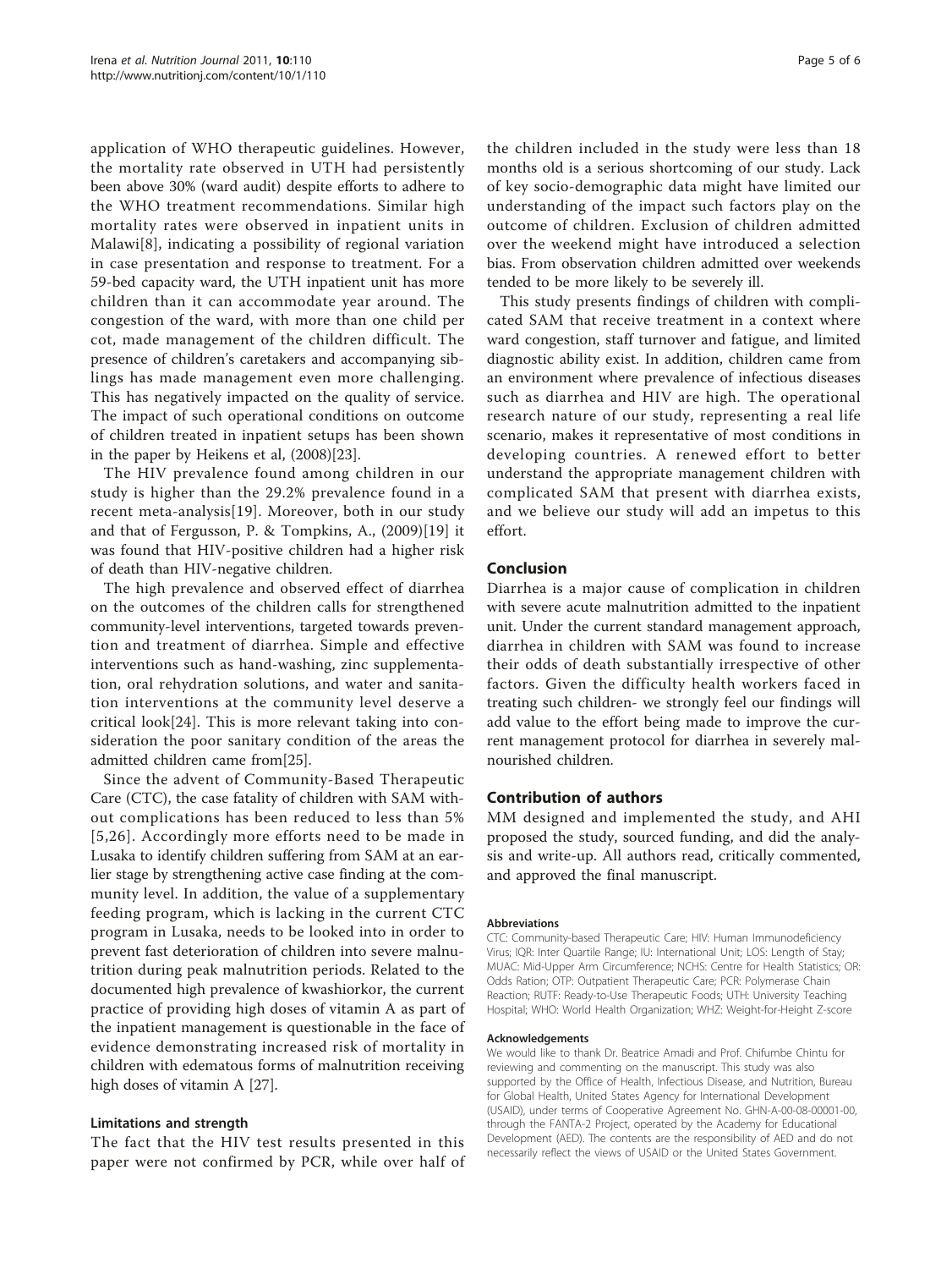application of WHO therapeutic guidelines. However, the mortality rate observed in UTH had persistently been above 30% (ward audit) despite efforts to adhere to the WHO treatment recommendations. Similar high mortality rates were observed in inpatient units in Malawi[8], indicating a possibility of regional variation in case presentation and response to treatment. For a 59-bed capacity ward, the UTH inpatient unit has more children than it can accommodate year around. The congestion of the ward, with more than one child per cot, made management of the children difficult. The presence of children's caretakers and accompanying siblings has made management even more challenging. This has negatively impacted on the quality of service. The impact of such operational conditions on outcome of children treated in inpatient setups has been shown in the paper by Heikens et al, (2008)[23].

The HIV prevalence found among children in our study is higher than the 29.2% prevalence found in a recent meta-analysis[19]. Moreover, both in our study and that of Fergusson, P. & Tompkins, A., (2009)[19] it was found that HIV-positive children had a higher risk of death than HIV-negative children.

The high prevalence and observed effect of diarrhea on the outcomes of the children calls for strengthened community-level interventions, targeted towards prevention and treatment of diarrhea. Simple and effective interventions such as hand-washing, zinc supplementation, oral rehydration solutions, and water and sanitation interventions at the community level deserve a critical look[24]. This is more relevant taking into consideration the poor sanitary condition of the areas the admitted children came from[25].

Since the advent of Community-Based Therapeutic Care (CTC), the case fatality of children with SAM without complications has been reduced to less than 5% [5,26]. Accordingly more efforts need to be made in Lusaka to identify children suffering from SAM at an earlier stage by strengthening active case finding at the community level. In addition, the value of a supplementary feeding program, which is lacking in the current CTC program in Lusaka, needs to be looked into in order to prevent fast deterioration of children into severe malnutrition during peak malnutrition periods. Related to the documented high prevalence of kwashiorkor, the current practice of providing high doses of vitamin A as part of the inpatient management is questionable in the face of evidence demonstrating increased risk of mortality in children with edematous forms of malnutrition receiving high doses of vitamin A [27].

### Limitations and strength

The fact that the HIV test results presented in this paper were not confirmed by PCR, while over half of the children included in the study were less than 18 months old is a serious shortcoming of our study. Lack of key socio-demographic data might have limited our understanding of the impact such factors play on the outcome of children. Exclusion of children admitted over the weekend might have introduced a selection bias. From observation children admitted over weekends tended to be more likely to be severely ill.

This study presents findings of children with complicated SAM that receive treatment in a context where ward congestion, staff turnover and fatigue, and limited diagnostic ability exist. In addition, children came from an environment where prevalence of infectious diseases such as diarrhea and HIV are high. The operational research nature of our study, representing a real life scenario, makes it representative of most conditions in developing countries. A renewed effort to better understand the appropriate management children with complicated SAM that present with diarrhea exists, and we believe our study will add an impetus to this effort.

## Conclusion

Diarrhea is a major cause of complication in children with severe acute malnutrition admitted to the inpatient unit. Under the current standard management approach, diarrhea in children with SAM was found to increase their odds of death substantially irrespective of other factors. Given the difficulty health workers faced in treating such children- we strongly feel our findings will add value to the effort being made to improve the current management protocol for diarrhea in severely malnourished children.

## Contribution of authors

MM designed and implemented the study, and AHI proposed the study, sourced funding, and did the analysis and write-up. All authors read, critically commented, and approved the final manuscript.

#### Abbreviations

CTC: Community-based Therapeutic Care; HIV: Human Immunodeficiency Virus; IQR: Inter Quartile Range; IU: International Unit; LOS: Length of Stay; MUAC: Mid-Upper Arm Circumference; NCHS: Centre for Health Statistics; OR: Odds Ration; OTP: Outpatient Therapeutic Care; PCR: Polymerase Chain Reaction; RUTF: Ready-to-Use Therapeutic Foods; UTH: University Teaching Hospital; WHO: World Health Organization; WHZ: Weight-for-Height Z-score

#### Acknowledgements

We would like to thank Dr. Beatrice Amadi and Prof. Chifumbe Chintu for reviewing and commenting on the manuscript. This study was also supported by the Office of Health, Infectious Disease, and Nutrition, Bureau for Global Health, United States Agency for International Development (USAID), under terms of Cooperative Agreement No. GHN-A-00-08-00001-00, through the FANTA-2 Project, operated by the Academy for Educational Development (AED). The contents are the responsibility of AED and do not necessarily reflect the views of USAID or the United States Government.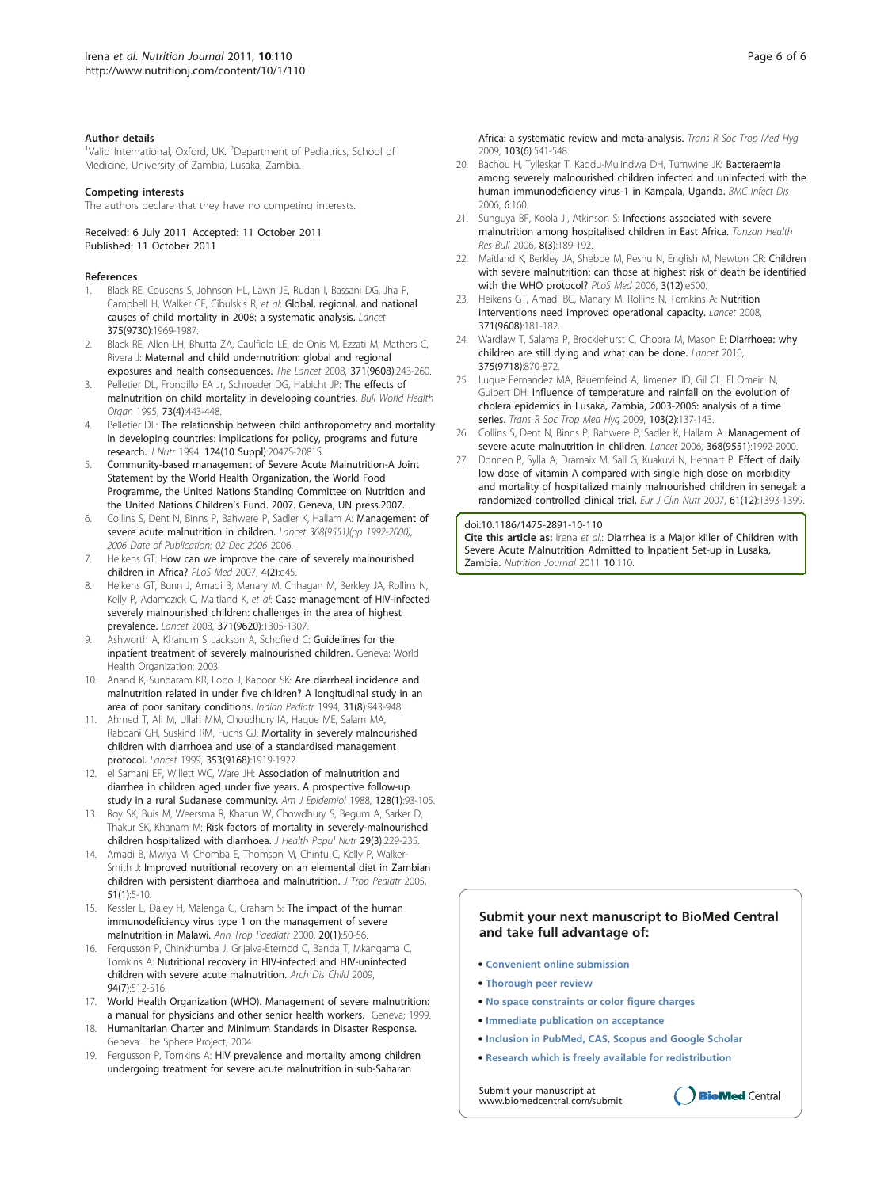#### Author details

[1]Valid International, Oxford, UK. [2]Department of Pediatrics, School of Medicine, University of Zambia, Lusaka, Zambia.

#### Competing interests

The authors declare that they have no competing interests.

Received: 6 July 2011 Accepted: 11 October 2011
Published: 11 October 2011

#### References

1. Black RE, Cousens S, Johnson HL, Lawn JE, Rudan I, Bassani DG, Jha P, Campbell H, Walker CF, Cibulskis R, *et al*: **Global, regional, and national causes of child mortality in 2008: a systematic analysis.** *Lancet* 375(9730):1969-1987.
2. Black RE, Allen LH, Bhutta ZA, Caulfield LE, de Onis M, Ezzati M, Mathers C, Rivera J: **Maternal and child undernutrition: global and regional exposures and health consequences.** *The Lancet* 2008, 371(9608):243-260.
3. Pelletier DL, Frongillo EA Jr, Schroeder DG, Habicht JP: **The effects of malnutrition on child mortality in developing countries.** *Bull World Health Organ* 1995, 73(4):443-448.
4. Pelletier DL: **The relationship between child anthropometry and mortality in developing countries: implications for policy, programs and future research.** *J Nutr* 1994, 124(10 Suppl):2047S-2081S.
5. Community-based management of Severe Acute Malnutrition-A Joint Statement by the World Health Organization, the World Food Programme, the United Nations Standing Committee on Nutrition and the United Nations Children's Fund. 2007. Geneva, UN press.2007. .
6. Collins S, Dent N, Binns P, Bahwere P, Sadler K, Hallam A: **Management of severe acute malnutrition in children.** *Lancet 368(9551)(pp 1992-2000), 2006 Date of Publication: 02 Dec 2006* 2006.
7. Heikens GT: **How can we improve the care of severely malnourished children in Africa?** *PLoS Med* 2007, 4(2):e45.
8. Heikens GT, Bunn J, Amadi B, Manary M, Chhagan M, Berkley JA, Rollins N, Kelly P, Adamczick C, Maitland K, *et al*: **Case management of HIV-infected severely malnourished children: challenges in the area of highest prevalence.** *Lancet* 2008, 371(9620):1305-1307.
9. Ashworth A, Khanum S, Jackson A, Schofield C: **Guidelines for the inpatient treatment of severely malnourished children.** Geneva: World Health Organization; 2003.
10. Anand K, Sundaram KR, Lobo J, Kapoor SK: **Are diarrheal incidence and malnutrition related in under five children? A longitudinal study in an area of poor sanitary conditions.** *Indian Pediatr* 1994, 31(8):943-948.
11. Ahmed T, Ali M, Ullah MM, Choudhury IA, Haque ME, Salam MA, Rabbani GH, Suskind RM, Fuchs GJ: **Mortality in severely malnourished children with diarrhoea and use of a standardised management protocol.** *Lancet* 1999, 353(9168):1919-1922.
12. el Samani EF, Willett WC, Ware JH: **Association of malnutrition and diarrhea in children aged under five years. A prospective follow-up study in a rural Sudanese community.** *Am J Epidemiol* 1988, 128(1):93-105.
13. Roy SK, Buis M, Weersma R, Khatun W, Chowdhury S, Begum A, Sarker D, Thakur SK, Khanam M: **Risk factors of mortality in severely-malnourished children hospitalized with diarrhoea.** *J Health Popul Nutr* 29(3):229-235.
14. Amadi B, Mwiya M, Chomba E, Thomson M, Chintu C, Kelly P, Walker-Smith J: **Improved nutritional recovery on an elemental diet in Zambian children with persistent diarrhoea and malnutrition.** *J Trop Pediatr* 2005, 51(1):5-10.
15. Kessler L, Daley H, Malenga G, Graham S: **The impact of the human immunodeficiency virus type 1 on the management of severe malnutrition in Malawi.** *Ann Trop Paediatr* 2000, 20(1):50-56.
16. Fergusson P, Chinkhumba J, Grijalva-Eternod C, Banda T, Mkangama C, Tomkins A: **Nutritional recovery in HIV-infected and HIV-uninfected children with severe acute malnutrition.** *Arch Dis Child* 2009, 94(7):512-516.
17. World Health Organization (WHO). Management of severe malnutrition: a manual for physicians and other senior health workers. Geneva; 1999.
18. Humanitarian Charter and Minimum Standards in Disaster Response. Geneva: The Sphere Project; 2004.
19. Fergusson P, Tomkins A: **HIV prevalence and mortality among children undergoing treatment for severe acute malnutrition in sub-Saharan Africa: a systematic review and meta-analysis.** *Trans R Soc Trop Med Hyg* 2009, 103(6):541-548.
20. Bachou H, Tylleskar T, Kaddu-Mulindwa DH, Tumwine JK: **Bacteraemia among severely malnourished children infected and uninfected with the human immunodeficiency virus-1 in Kampala, Uganda.** *BMC Infect Dis* 2006, 6:160.
21. Sunguya BF, Koola JI, Atkinson S: **Infections associated with severe malnutrition among hospitalised children in East Africa.** *Tanzan Health Res Bull* 2006, 8(3):189-192.
22. Maitland K, Berkley JA, Shebbe M, Peshu N, English M, Newton CR: **Children with severe malnutrition: can those at highest risk of death be identified with the WHO protocol?** *PLoS Med* 2006, 3(12):e500.
23. Heikens GT, Amadi BC, Manary M, Rollins N, Tomkins A: **Nutrition interventions need improved operational capacity.** *Lancet* 2008, 371(9608):181-182.
24. Wardlaw T, Salama P, Brocklehurst C, Chopra M, Mason E: **Diarrhoea: why children are still dying and what can be done.** *Lancet* 2010, 375(9718):870-872.
25. Luque Fernandez MA, Bauernfeind A, Jimenez JD, Gil CL, El Omeiri N, Guibert DH: **Influence of temperature and rainfall on the evolution of cholera epidemics in Lusaka, Zambia, 2003-2006: analysis of a time series.** *Trans R Soc Trop Med Hyg* 2009, 103(2):137-143.
26. Collins S, Dent N, Binns P, Bahwere P, Sadler K, Hallam A: **Management of severe acute malnutrition in children.** *Lancet* 2006, 368(9551):1992-2000.
27. Donnen P, Sylla A, Dramaix M, Sall G, Kuakuvi N, Hennart P: **Effect of daily low dose of vitamin A compared with single high dose on morbidity and mortality of hospitalized mainly malnourished children in senegal: a randomized controlled clinical trial.** *Eur J Clin Nutr* 2007, 61(12):1393-1399.

doi:10.1186/1475-2891-10-110
**Cite this article as:** Irena *et al.*: Diarrhea is a Major killer of Children with Severe Acute Malnutrition Admitted to Inpatient Set-up in Lusaka, Zambia. *Nutrition Journal* 2011 10:110.

**Submit your next manuscript to BioMed Central and take full advantage of:**

- Convenient online submission
- Thorough peer review
- No space constraints or color figure charges
- Immediate publication on acceptance
- Inclusion in PubMed, CAS, Scopus and Google Scholar
- Research which is freely available for redistribution

Submit your manuscript at
www.biomedcentral.com/submit

BioMed Central